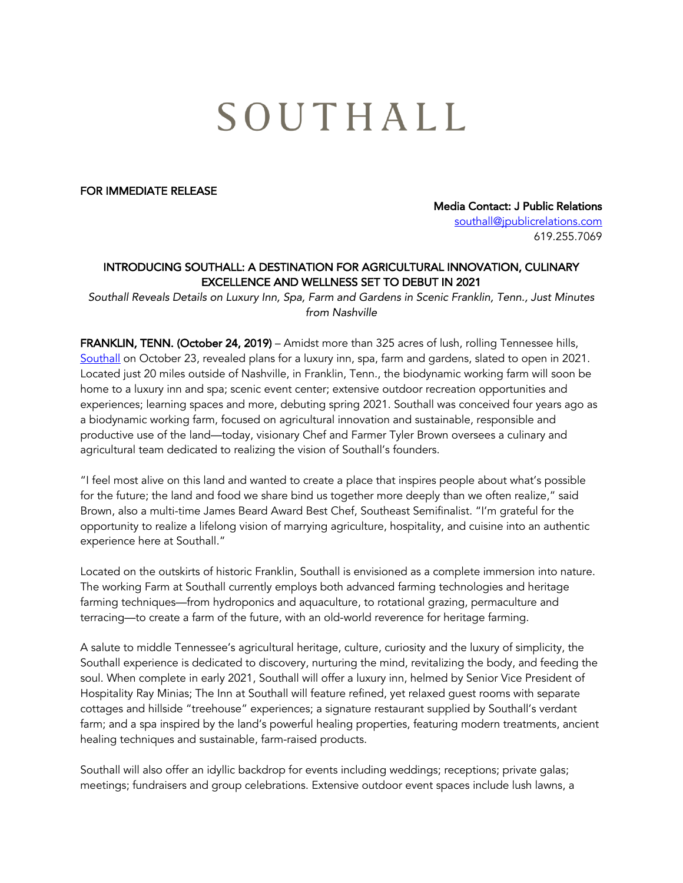# SOUTHALL

**FOR IMMEDIATE RELEASE**

**Media Contact: J Public Relations**
southall@jpublicrelations.com
619.255.7069

## INTRODUCING SOUTHALL: A DESTINATION FOR AGRICULTURAL INNOVATION, CULINARY EXCELLENCE AND WELLNESS SET TO DEBUT IN 2021

*Southall Reveals Details on Luxury Inn, Spa, Farm and Gardens in Scenic Franklin, Tenn., Just Minutes from Nashville*

**FRANKLIN, TENN. (October 24, 2019)** – Amidst more than 325 acres of lush, rolling Tennessee hills, [Southall](#) on October 23, revealed plans for a luxury inn, spa, farm and gardens, slated to open in 2021. Located just 20 miles outside of Nashville, in Franklin, Tenn., the biodynamic working farm will soon be home to a luxury inn and spa; scenic event center; extensive outdoor recreation opportunities and experiences; learning spaces and more, debuting spring 2021. Southall was conceived four years ago as a biodynamic working farm, focused on agricultural innovation and sustainable, responsible and productive use of the land—today, visionary Chef and Farmer Tyler Brown oversees a culinary and agricultural team dedicated to realizing the vision of Southall's founders.

"I feel most alive on this land and wanted to create a place that inspires people about what's possible for the future; the land and food we share bind us together more deeply than we often realize," said Brown, also a multi-time James Beard Award Best Chef, Southeast Semifinalist. "I'm grateful for the opportunity to realize a lifelong vision of marrying agriculture, hospitality, and cuisine into an authentic experience here at Southall."

Located on the outskirts of historic Franklin, Southall is envisioned as a complete immersion into nature. The working Farm at Southall currently employs both advanced farming technologies and heritage farming techniques—from hydroponics and aquaculture, to rotational grazing, permaculture and terracing—to create a farm of the future, with an old-world reverence for heritage farming.

A salute to middle Tennessee's agricultural heritage, culture, curiosity and the luxury of simplicity, the Southall experience is dedicated to discovery, nurturing the mind, revitalizing the body, and feeding the soul. When complete in early 2021, Southall will offer a luxury inn, helmed by Senior Vice President of Hospitality Ray Minias; The Inn at Southall will feature refined, yet relaxed guest rooms with separate cottages and hillside "treehouse" experiences; a signature restaurant supplied by Southall's verdant farm; and a spa inspired by the land's powerful healing properties, featuring modern treatments, ancient healing techniques and sustainable, farm-raised products.

Southall will also offer an idyllic backdrop for events including weddings; receptions; private galas; meetings; fundraisers and group celebrations. Extensive outdoor event spaces include lush lawns, a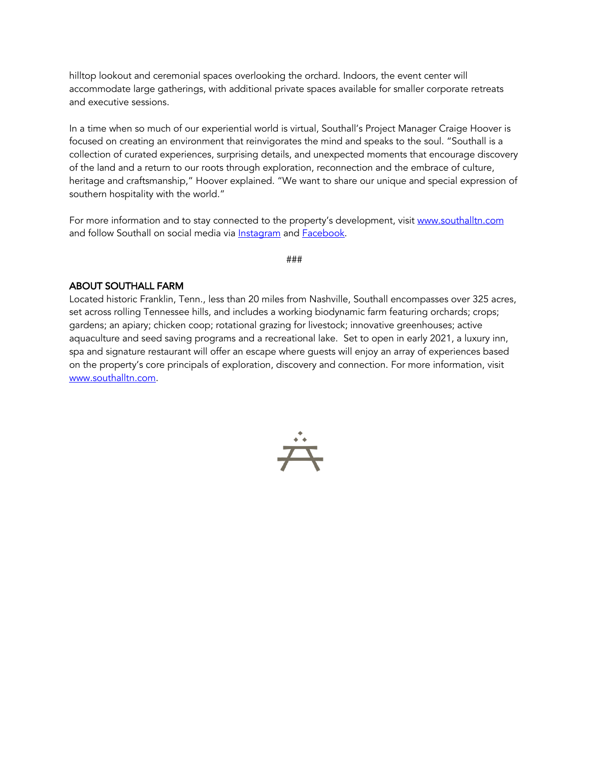hilltop lookout and ceremonial spaces overlooking the orchard. Indoors, the event center will accommodate large gatherings, with additional private spaces available for smaller corporate retreats and executive sessions.

In a time when so much of our experiential world is virtual, Southall's Project Manager Craige Hoover is focused on creating an environment that reinvigorates the mind and speaks to the soul. "Southall is a collection of curated experiences, surprising details, and unexpected moments that encourage discovery of the land and a return to our roots through exploration, reconnection and the embrace of culture, heritage and craftsmanship," Hoover explained. "We want to share our unique and special expression of southern hospitality with the world."

For more information and to stay connected to the property's development, visit [www.southalltn.com](http://www.southalltn.com) and follow Southall on social media via [Instagram]() and [Facebook]().

###

## ABOUT SOUTHALL FARM

Located historic Franklin, Tenn., less than 20 miles from Nashville, Southall encompasses over 325 acres, set across rolling Tennessee hills, and includes a working biodynamic farm featuring orchards; crops; gardens; an apiary; chicken coop; rotational grazing for livestock; innovative greenhouses; active aquaculture and seed saving programs and a recreational lake. Set to open in early 2021, a luxury inn, spa and signature restaurant will offer an escape where guests will enjoy an array of experiences based on the property's core principals of exploration, discovery and connection. For more information, visit [www.southalltn.com](http://www.southalltn.com).